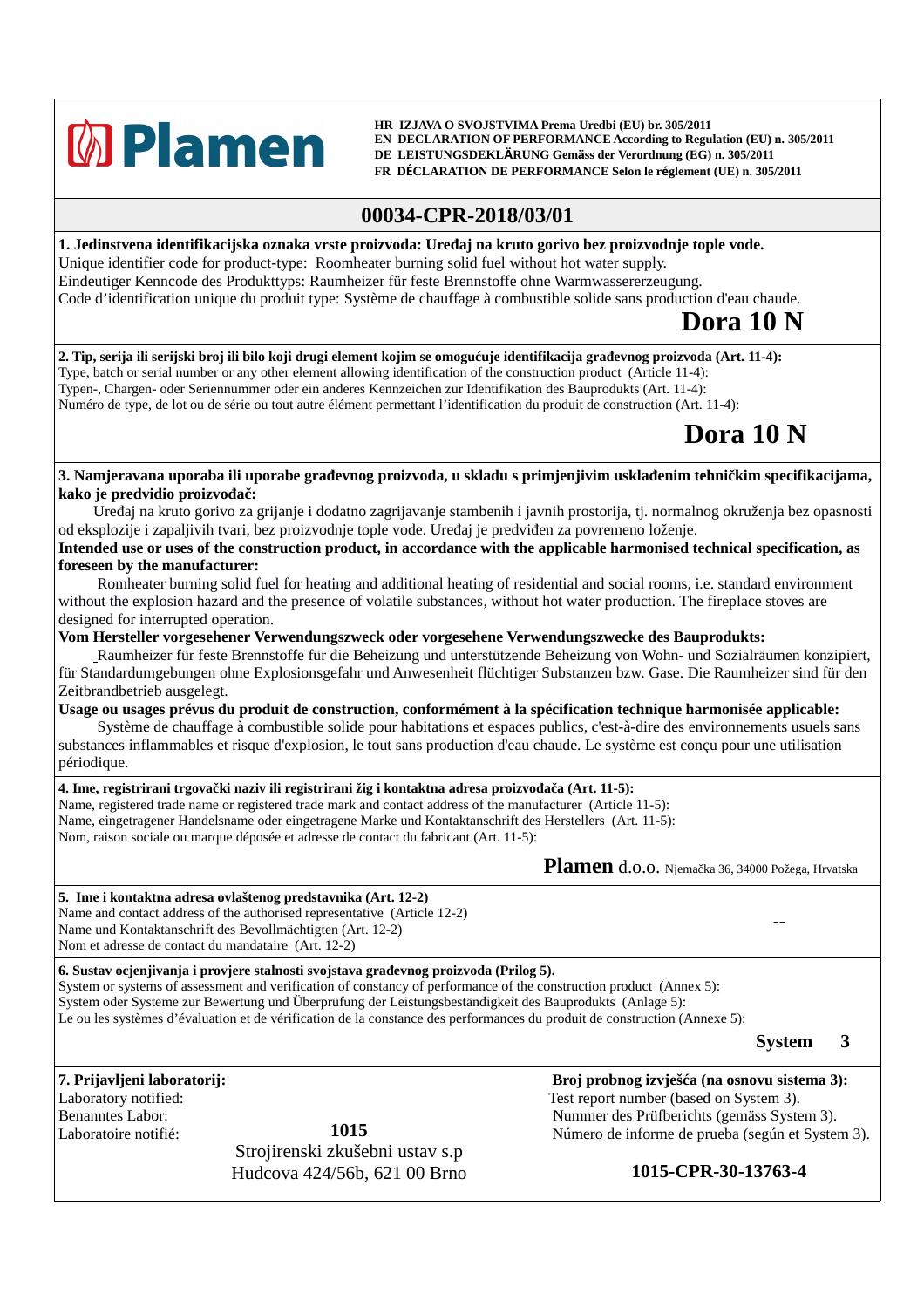**Plamen**

**HR IZJAVA O SVOJSTVIMA Prema Uredbi (EU) br. 305/2011**
**EN DECLARATION OF PERFORMANCE According to Regulation (EU) n. 305/2011**
**DE LEISTUNGSDEKLÄRUNG Gemäss der Verordnung (EG) n. 305/2011**
**FR DÉCLARATION DE PERFORMANCE Selon le réglement (UE) n. 305/2011**

## 00034-CPR-2018/03/01

**1. Jedinstvena identifikacijska oznaka vrste proizvoda: Uređaj na kruto gorivo bez proizvodnje tople vode.**
Unique identifier code for product-type: Roomheater burning solid fuel without hot water supply.
Eindeutiger Kenncode des Produkttyps: Raumheizer für feste Brennstoffe ohne Warmwassererzeugung.
Code d'identification unique du produit type: Système de chauffage à combustible solide sans production d'eau chaude.

**Dora 10 N**

**2. Tip, serija ili serijski broj ili bilo koji drugi element kojim se omogućuje identifikacija građevnog proizvoda (Art. 11-4):**
Type, batch or serial number or any other element allowing identification of the construction product (Article 11-4):
Typen-, Chargen- oder Seriennummer oder ein anderes Kennzeichen zur Identifikation des Bauprodukts (Art. 11-4):
Numéro de type, de lot ou de série ou tout autre élément permettant l'identification du produit de construction (Art. 11-4):

**Dora 10 N**

**3. Namjeravana uporaba ili uporabe građevnog proizvoda, u skladu s primjenjivim usklađenim tehničkim specifikacijama, kako je predvidio proizvođač:**
Uređaj na kruto gorivo za grijanje i dodatno zagrijavanje stambenih i javnih prostorija, tj. normalnog okruženja bez opasnosti od eksplozije i zapaljivih tvari, bez proizvodnje tople vode. Uređaj je predviden za povremeno loženje.
**Intended use or uses of the construction product, in accordance with the applicable harmonised technical specification, as foreseen by the manufacturer:**
Romheater burning solid fuel for heating and additional heating of residential and social rooms, i.e. standard environment without the explosion hazard and the presence of volatile substances, without hot water production. The fireplace stoves are designed for interrupted operation.
**Vom Hersteller vorgesehener Verwendungszweck oder vorgesehene Verwendungszwecke des Bauprodukts:**
Raumheizer für feste Brennstoffe für die Beheizung und unterstützende Beheizung von Wohn- und Sozialräumen konzipiert, für Standardumgebungen ohne Explosionsgefahr und Anwesenheit flüchtiger Substanzen bzw. Gase. Die Raumheizer sind für den Zeitbrandbetrieb ausgelegt.
**Usage ou usages prévus du produit de construction, conformément à la spécification technique harmonisée applicable:**
Système de chauffage à combustible solide pour habitations et espaces publics, c'est-à-dire des environnements usuels sans substances inflammables et risque d'explosion, le tout sans production d'eau chaude. Le système est conçu pour une utilisation périodique.

**4. Ime, registrirani trgovački naziv ili registrirani žig i kontaktna adresa proizvođača (Art. 11-5):**
Name, registered trade name or registered trade mark and contact address of the manufacturer (Article 11-5):
Name, eingetragener Handelsname oder eingetragene Marke und Kontaktanschrift des Herstellers (Art. 11-5):
Nom, raison sociale ou marque déposée et adresse de contact du fabricant (Art. 11-5):

**Plamen** d.o.o. Njemačka 36, 34000 Požega, Hrvatska

**5. Ime i kontaktna adresa ovlaštenog predstavnika (Art. 12-2)**
Name and contact address of the authorised representative (Article 12-2)
Name und Kontaktanschrift des Bevollmächtigten (Art. 12-2)
Nom et adresse de contact du mandataire (Art. 12-2)

**--**

**6. Sustav ocjenjivanja i provjere stalnosti svojstava građevnog proizvoda (Prilog 5).**
System or systems of assessment and verification of constancy of performance of the construction product (Annex 5):
System oder Systeme zur Bewertung und Überprüfung der Leistungsbeständigkeit des Bauprodukts (Anlage 5):
Le ou les systèmes d'évaluation et de vérification de la constance des performances du produit de construction (Annexe 5):

**System 3**

**7. Prijavljeni laboratorij:**
Laboratory notified:
Benanntes Labor:
Laboratoire notifié:

**1015**
Strojirenski zkušebni ustav s.p
Hudcova 424/56b, 621 00 Brno

**Broj probnog izvješća (na osnovu sistema 3):**
Test report number (based on System 3).
Nummer des Prüfberichts (gemäss System 3).
Número de informe de prueba (según et System 3).

**1015-CPR-30-13763-4**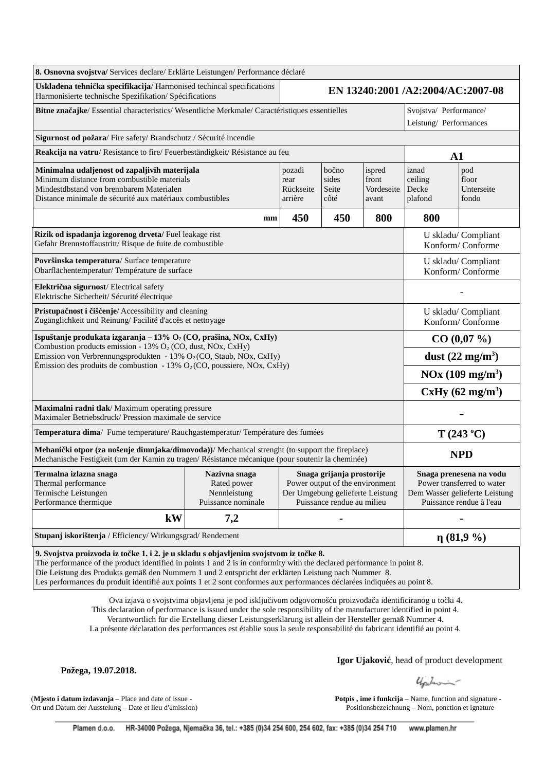| | | | | | | |
|---|---|---|---|---|---|---|
| **8. Osnovna svojstva/** Services declare/ Erklärte Leistungen/ Performance déclaré | | | | | | |
| **Usklađena tehnička specifikacija**/ Harmonised techincal specifications Harmonisierte technische Spezifikation/ Spécifications | | **EN 13240:2001 /A2:2004/AC:2007-08** | | | | |
| **Bitne značajke**/ Essential characteristics/ Wesentliche Merkmale/ Caractéristiques essentielles | | | | | Svojstva/ Performance/ Leistung/ Performances | |
| **Sigurnost od požara**/ Fire safety/ Brandschutz / Sécurité incendie | | | | | | |
| **Reakcija na vatru**/ Resistance to fire/ Feuerbeständigkeit/ Résistance au feu | | | | | **A1** | |
| **Minimalna udaljenost od zapaljivih materijala** Minimum distance from combustible materials Mindestdbstand von brennbarem Materialen Distance minimale de sécurité aux matériaux combustibles | | pozadi rear Rückseite arrière | bočno sides Seite côté | ispred front Vordeseite avant | iznad ceiling Decke plafond | pod floor Unterseite fondo |
| mm | | **450** | **450** | **800** | **800** | |
| **Rizik od ispadanja izgorenog drveta/** Fuel leakage rist Gefahr Brennstoffaustritt/ Risque de fuite de combustible | | | | | U skladu/ Compliant Konform/ Conforme | |
| **Površinska temperatura**/ Surface temperature Obarflächentemperatur/ Température de surface | | | | | U skladu/ Compliant Konform/ Conforme | |
| **Električna sigurnost**/ Electrical safety Elektrische Sicherheit/ Sécurité électrique | | | | | - | |
| **Pristupačnost i čišćenje**/ Accessibility and cleaning Zugänglichkeit und Reinung/ Facilité d'accès et nettoyage | | | | | U skladu/ Compliant Konform/ Conforme | |
| **Ispuštanje produkata izgaranja – 13% $O_2$ (CO, prašina, NOx, CxHy)** Combustion products emission - 13% $O_2$ (CO, dust, NOx, CxHy) Emission von Verbrennungsprodukten - 13% $O_2$ (CO, Staub, NOx, CxHy) Émission des produits de combustion - 13% $O_2$ (CO, poussiere, NOx, CxHy) | | | | | **CO (0,07 %)** | |
| | | | | | **dust (22 mg/m$^3$)** | |
| | | | | | **NOx (109 mg/m$^3$)** | |
| | | | | | **CxHy (62 mg/m$^3$)** | |
| **Maksimalni radni tlak**/ Maximum operating pressure Maximaler Betriebsdruck/ Pression maximale de service | | | | | **-** | |
| **Temperatura dima**/ Fume temperature/ Rauchgastemperatur/ Température des fumées | | | | | **T (243 °C)** | |
| **Mehanički otpor (za nošenje dimnjaka/dimovoda))**/ Mechanical strenght (to support the fireplace) Mechanische Festigkeit (um der Kamin zu tragen/ Résistance mécanique (pour soutenir la cheminée) | | | | | **NPD** | |
| **Termalna izlazna snaga** Thermal performance Termische Leistungen Performance thermique | **Nazivna snaga** Rated power Nennleistung Puissance nominale | **Snaga grijanja prostorije** Power output of the environment Der Umgebung gelieferte Leistung Puissance rendue au milieu | | | **Snaga prenesena na vodu** Power transferred to water Dem Wasser gelieferte Leistung Puissance rendue à l'eau | |
| **kW** | **7,2** | **-** | | | **-** | |
| **Stupanj iskorištenja** / Efficiency/ Wirkungsgrad/ Rendement | | | | | **η (81,9 %)** | |

**9. Svojstva proizvoda iz točke 1. i 2. je u skladu s objavljenim svojstvom iz točke 8.**
The performance of the product identified in points 1 and 2 is in conformity with the declared performance in point 8.
Die Leistung des Produkts gemäß den Nummern 1 und 2 entspricht der erklärten Leistung nach Nummer 8.
Les performances du produit identifié aux points 1 et 2 sont conformes aux performances déclarées indiquées au point 8.

Ova izjava o svojstvima objavljena je pod isključivom odgovornošću proizvođača identificiranog u točki 4.
This declaration of performance is issued under the sole responsibility of the manufacturer identified in point 4.
Verantwortlich für die Erstellung dieser Leistungserklärung ist allein der Hersteller gemäß Nummer 4.
La présente déclaration des performances est établie sous la seule responsabilité du fabricant identifié au point 4.

**Požega, 19.07.2018.**

**Igor Ujaković**, head of product development

(**Mjesto i datum izdavanja** – Place and date of issue - Ort und Datum der Ausstelung – Date et lieu d'émission)

**Potpis , ime i funkcija** – Name, function and signature - Positionsbezeichnung – Nom, ponction et ignature

Plamen d.o.o. HR-34000 Požega, Njemačka 36, tel.: +385 (0)34 254 600, 254 602, fax: +385 (0)34 254 710 www.plamen.hr